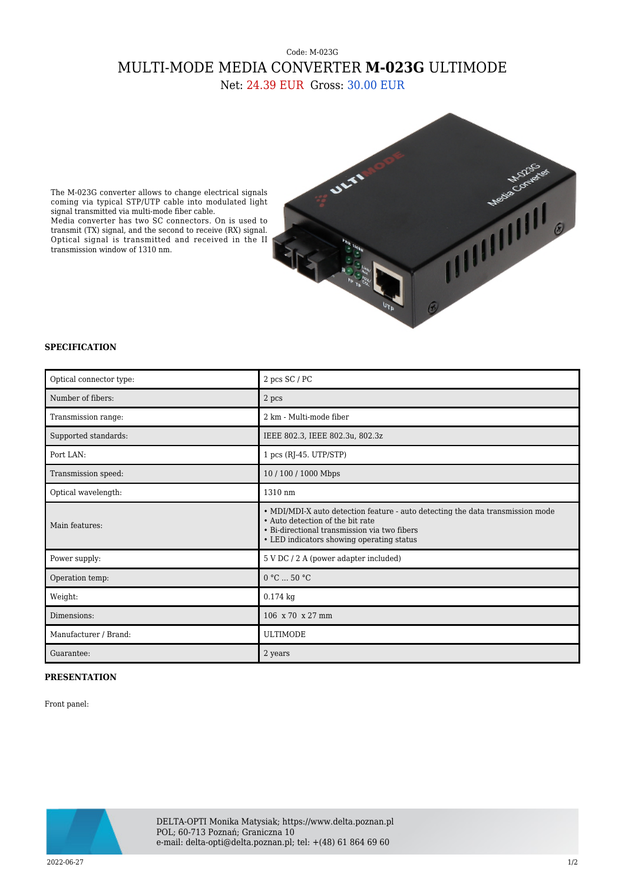Code: M-023G

# MULTI-MODE MEDIA CONVERTER **M-023G** ULTIMODE

Net: 24.39 EUR Gross: 30.00 EUR

The M-023G converter allows to change electrical signals coming via typical STP/UTP cable into modulated light signal transmitted via multi-mode fiber cable.
Media converter has two SC connectors. On is used to transmit (TX) signal, and the second to receive (RX) signal. Optical signal is transmitted and received in the II transmission window of 1310 nm.

### SPECIFICATION

| | |
|---|---|
| Optical connector type: | 2 pcs SC / PC |
| Number of fibers: | 2 pcs |
| Transmission range: | 2 km - Multi-mode fiber |
| Supported standards: | IEEE 802.3, IEEE 802.3u, 802.3z |
| Port LAN: | 1 pcs (RJ-45. UTP/STP) |
| Transmission speed: | 10 / 100 / 1000 Mbps |
| Optical wavelength: | 1310 nm |
| Main features: | • MDI/MDI-X auto detection feature - auto detecting the data transmission mode<br>• Auto detection of the bit rate<br>• Bi-directional transmission via two fibers<br>• LED indicators showing operating status |
| Power supply: | 5 V DC / 2 A (power adapter included) |
| Operation temp: | 0 °C ... 50 °C |
| Weight: | 0.174 kg |
| Dimensions: | 106 x 70 x 27 mm |
| Manufacturer / Brand: | ULTIMODE |
| Guarantee: | 2 years |

### PRESENTATION

Front panel: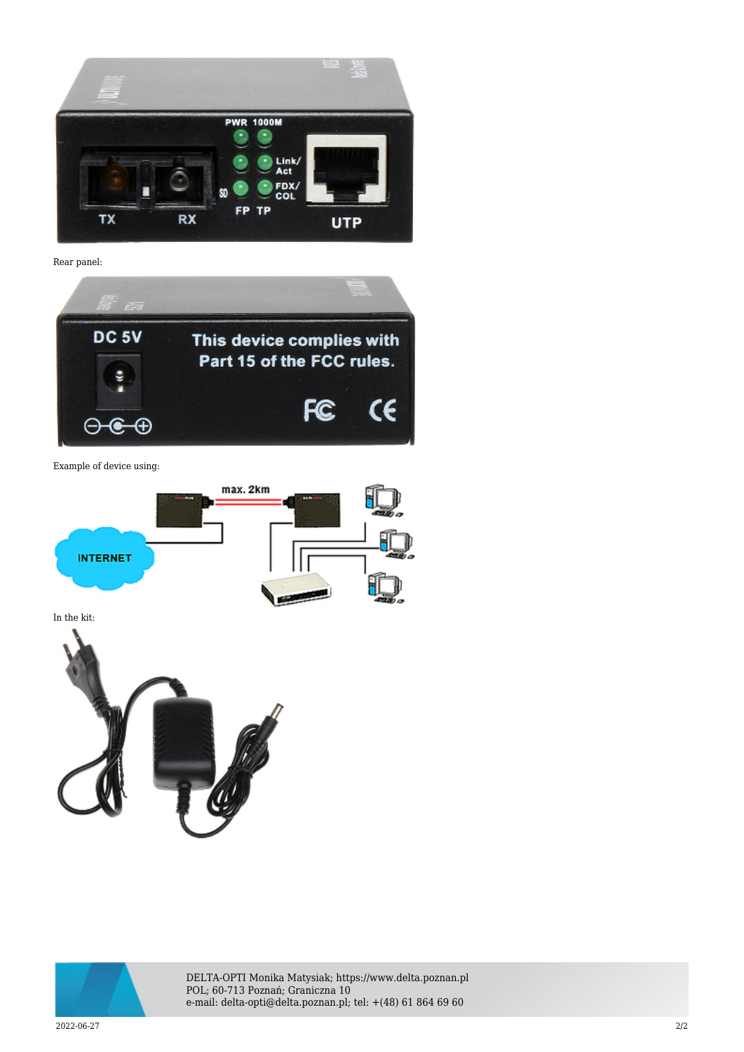Rear panel:

Example of device using:

In the kit:

DELTA-OPTI Monika Matysiak; https://www.delta.poznan.pl
POL; 60-713 Poznań; Graniczna 10
e-mail: delta-opti@delta.poznan.pl; tel: +(48) 61 864 69 60

2022-06-27